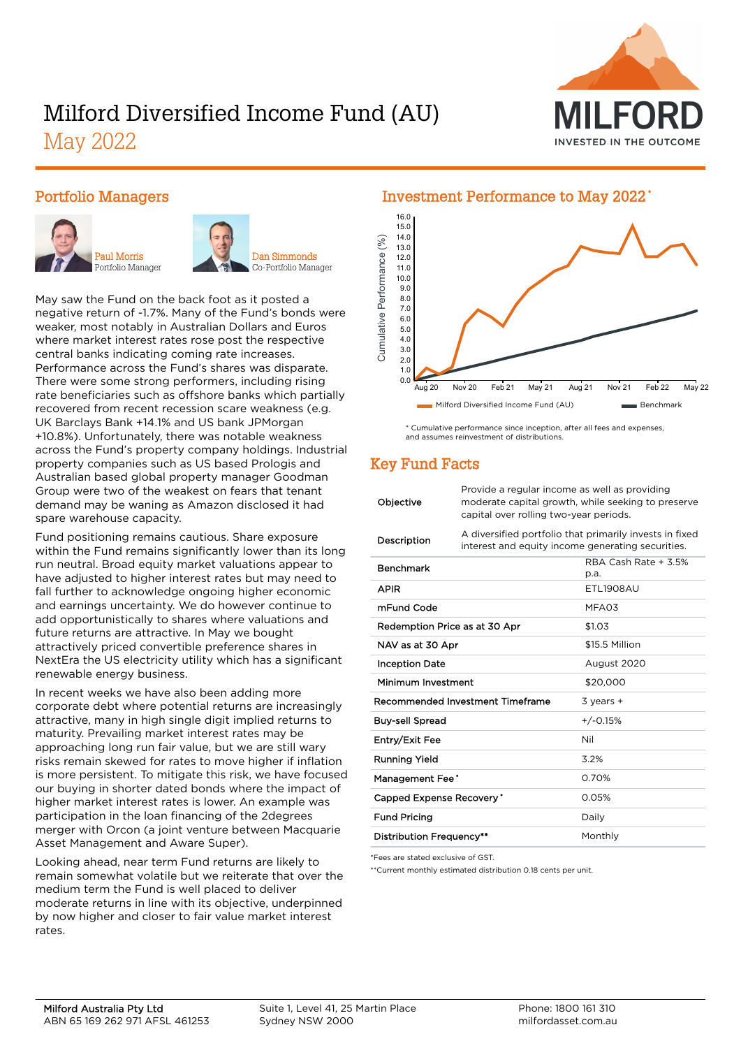# Milford Diversified Income Fund (AU)

## May 2022

MILFORD
INVESTED IN THE OUTCOME

## Portfolio Managers

Paul Morris
Portfolio Manager

Dan Simmonds
Co-Portfolio Manager

May saw the Fund on the back foot as it posted a negative return of -1.7%. Many of the Fund's bonds were weaker, most notably in Australian Dollars and Euros where market interest rates rose post the respective central banks indicating coming rate increases. Performance across the Fund's shares was disparate. There were some strong performers, including rising rate beneficiaries such as offshore banks which partially recovered from recent recession scare weakness (e.g. UK Barclays Bank +14.1% and US bank JPMorgan +10.8%). Unfortunately, there was notable weakness across the Fund's property company holdings. Industrial property companies such as US based Prologis and Australian based global property manager Goodman Group were two of the weakest on fears that tenant demand may be waning as Amazon disclosed it had spare warehouse capacity.

Fund positioning remains cautious. Share exposure within the Fund remains significantly lower than its long run neutral. Broad equity market valuations appear to have adjusted to higher interest rates but may need to fall further to acknowledge ongoing higher economic and earnings uncertainty. We do however continue to add opportunistically to shares where valuations and future returns are attractive. In May we bought attractively priced convertible preference shares in NextEra the US electricity utility which has a significant renewable energy business.

In recent weeks we have also been adding more corporate debt where potential returns are increasingly attractive, many in high single digit implied returns to maturity. Prevailing market interest rates may be approaching long run fair value, but we are still wary risks remain skewed for rates to move higher if inflation is more persistent. To mitigate this risk, we have focused our buying in shorter dated bonds where the impact of higher market interest rates is lower. An example was participation in the loan financing of the 2degrees merger with Orcon (a joint venture between Macquarie Asset Management and Aware Super).

Looking ahead, near term Fund returns are likely to remain somewhat volatile but we reiterate that over the medium term the Fund is well placed to deliver moderate returns in line with its objective, underpinned by now higher and closer to fair value market interest rates.

## Investment Performance to May 2022*

Cumulative Performance (%) — Milford Diversified Income Fund (AU) vs Benchmark, Aug 20 to May 22

\* Cumulative performance since inception, after all fees and expenses, and assumes reinvestment of distributions.

## Key Fund Facts

| | |
|---|---|
| Objective | Provide a regular income as well as providing moderate capital growth, while seeking to preserve capital over rolling two-year periods. |
| Description | A diversified portfolio that primarily invests in fixed interest and equity income generating securities. |
| Benchmark | RBA Cash Rate + 3.5% p.a. |
| APIR | ETL1908AU |
| mFund Code | MFA03 |
| Redemption Price as at 30 Apr | $1.03 |
| NAV as at 30 Apr | $15.5 Million |
| Inception Date | August 2020 |
| Minimum Investment | $20,000 |
| Recommended Investment Timeframe | 3 years + |
| Buy-sell Spread | +/-0.15% |
| Entry/Exit Fee | Nil |
| Running Yield | 3.2% |
| Management Fee* | 0.70% |
| Capped Expense Recovery* | 0.05% |
| Fund Pricing | Daily |
| Distribution Frequency** | Monthly |

*Fees are stated exclusive of GST.

**Current monthly estimated distribution 0.18 cents per unit.

Milford Australia Pty Ltd
ABN 65 169 262 971 AFSL 461253

Suite 1, Level 41, 25 Martin Place
Sydney NSW 2000

Phone: 1800 161 310
milfordasset.com.au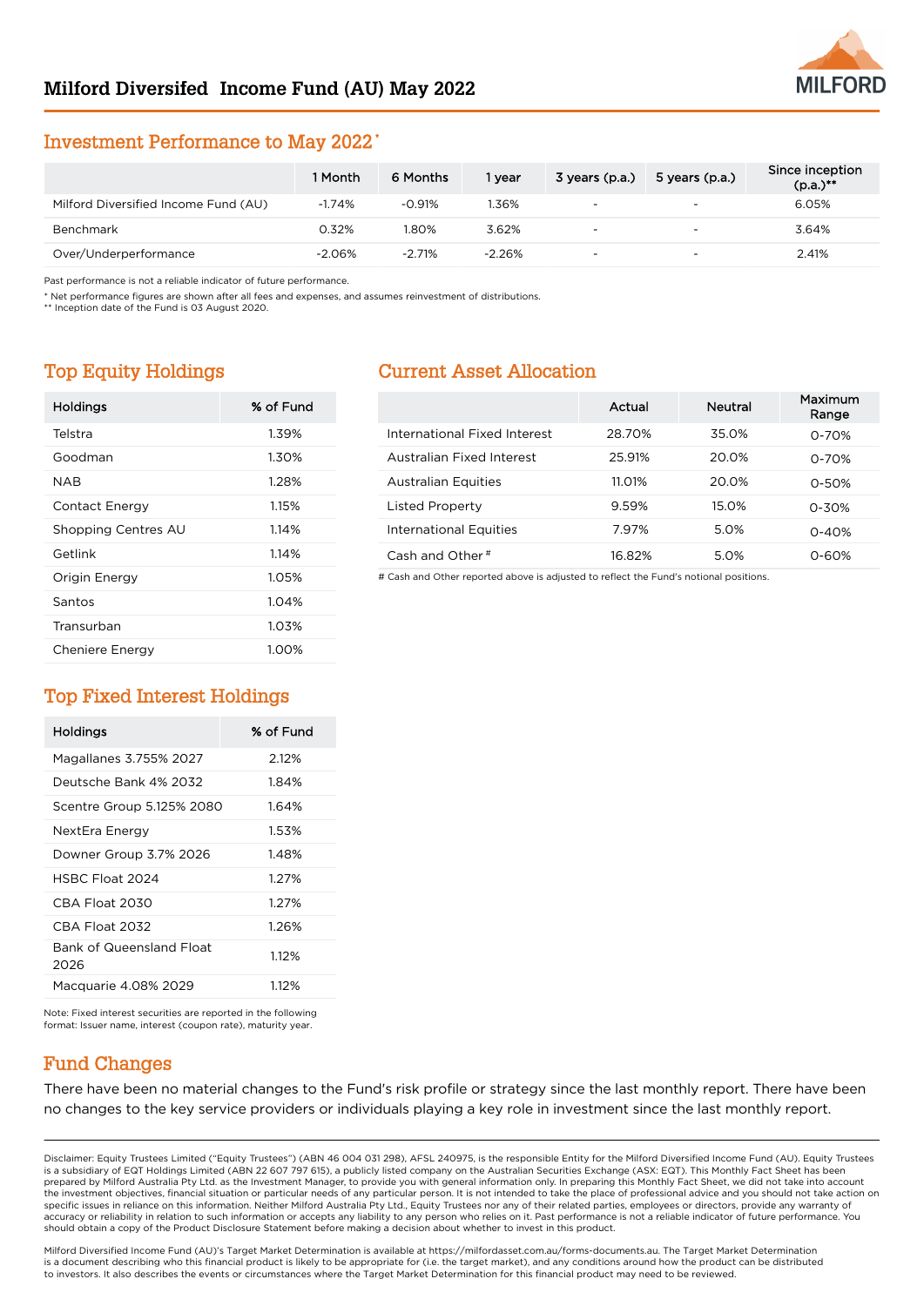# Milford Diversifed  Income Fund (AU) May 2022

## Investment Performance to May 2022 *

| | 1 Month | 6 Months | 1 year | 3 years (p.a.) | 5 years (p.a.) | Since inception (p.a.)** |
|---|---|---|---|---|---|---|
| Milford Diversified Income Fund (AU) | -1.74% | -0.91% | 1.36% | - | - | 6.05% |
| Benchmark | 0.32% | 1.80% | 3.62% | - | - | 3.64% |
| Over/Underperformance | -2.06% | -2.71% | -2.26% | - | - | 2.41% |

Past performance is not a reliable indicator of future performance.

* Net performance figures are shown after all fees and expenses, and assumes reinvestment of distributions.
** Inception date of the Fund is 03 August 2020.

## Top Equity Holdings

| Holdings | % of Fund |
|---|---|
| Telstra | 1.39% |
| Goodman | 1.30% |
| NAB | 1.28% |
| Contact Energy | 1.15% |
| Shopping Centres AU | 1.14% |
| Getlink | 1.14% |
| Origin Energy | 1.05% |
| Santos | 1.04% |
| Transurban | 1.03% |
| Cheniere Energy | 1.00% |

## Current Asset Allocation

| | Actual | Neutral | Maximum Range |
|---|---|---|---|
| International Fixed Interest | 28.70% | 35.0% | 0-70% |
| Australian Fixed Interest | 25.91% | 20.0% | 0-70% |
| Australian Equities | 11.01% | 20.0% | 0-50% |
| Listed Property | 9.59% | 15.0% | 0-30% |
| International Equities | 7.97% | 5.0% | 0-40% |
| Cash and Other # | 16.82% | 5.0% | 0-60% |

# Cash and Other reported above is adjusted to reflect the Fund's notional positions.

## Top Fixed Interest Holdings

| Holdings | % of Fund |
|---|---|
| Magallanes 3.755% 2027 | 2.12% |
| Deutsche Bank 4% 2032 | 1.84% |
| Scentre Group 5.125% 2080 | 1.64% |
| NextEra Energy | 1.53% |
| Downer Group 3.7% 2026 | 1.48% |
| HSBC Float 2024 | 1.27% |
| CBA Float 2030 | 1.27% |
| CBA Float 2032 | 1.26% |
| Bank of Queensland Float 2026 | 1.12% |
| Macquarie 4.08% 2029 | 1.12% |

Note: Fixed interest securities are reported in the following format: Issuer name, interest (coupon rate), maturity year.

## Fund Changes

There have been no material changes to the Fund's risk profile or strategy since the last monthly report. There have been no changes to the key service providers or individuals playing a key role in investment since the last monthly report.

Disclaimer: Equity Trustees Limited ("Equity Trustees") (ABN 46 004 031 298), AFSL 240975, is the responsible Entity for the Milford Diversified Income Fund (AU). Equity Trustees is a subsidiary of EQT Holdings Limited (ABN 22 607 797 615), a publicly listed company on the Australian Securities Exchange (ASX: EQT). This Monthly Fact Sheet has been prepared by Milford Australia Pty Ltd. as the Investment Manager, to provide you with general information only. In preparing this Monthly Fact Sheet, we did not take into account the investment objectives, financial situation or particular needs of any particular person. It is not intended to take the place of professional advice and you should not take action on specific issues in reliance on this information. Neither Milford Australia Pty Ltd., Equity Trustees nor any of their related parties, employees or directors, provide any warranty of accuracy or reliability in relation to such information or accepts any liability to any person who relies on it. Past performance is not a reliable indicator of future performance. You should obtain a copy of the Product Disclosure Statement before making a decision about whether to invest in this product.

Milford Diversified Income Fund (AU)'s Target Market Determination is available at https://milfordasset.com.au/forms-documents.au. The Target Market Determination is a document describing who this financial product is likely to be appropriate for (i.e. the target market), and any conditions around how the product can be distributed to investors. It also describes the events or circumstances where the Target Market Determination for this financial product may need to be reviewed.